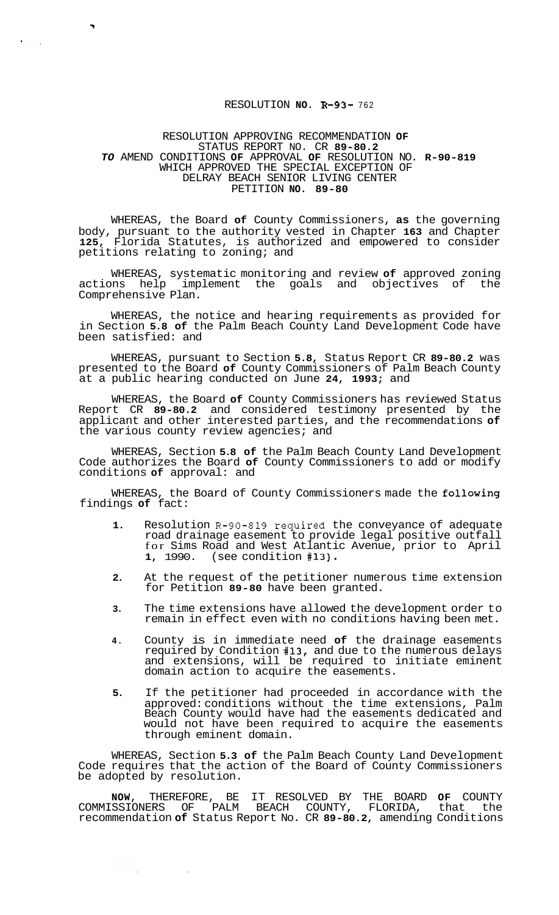RESOLUTION NO. R-93- 762

RESOLUTION APPROVING RECOMMENDATION OF STATUS REPORT NO. CR 89-80.2 TO AMEND CONDITIONS OF APPROVAL OF RESOLUTION NO. R-90-819 WHICH APPROVED THE SPECIAL EXCEPTION OF DELRAY BEACH SENIOR LIVING CENTER PETITION NO. 89-80

WHEREAS, the Board of County Commissioners, as the governing body, pursuant to the authority vested in Chapter 163 and Chapter 125, Florida Statutes, is authorized and empowered to consider petitions relating to zoning; and

WHEREAS, systematic monitoring and review of approved zoning actions help implement the goals and objectives of the Comprehensive Plan.

WHEREAS, the notice and hearing requirements as provided for in Section 5.8 of the Palm Beach County Land Development Code have been satisfied: and

WHEREAS, pursuant to Section 5.8, Status Report CR 89-80.2 was presented to the Board of County Commissioners of Palm Beach County at a public hearing conducted on June 24, 1993; and

WHEREAS, the Board of County Commissioners has reviewed Status Report CR 89-80.2 and considered testimony presented by the applicant and other interested parties, and the recommendations of the various county review agencies; and

WHEREAS, Section 5.8 of the Palm Beach County Land Development Code authorizes the Board of County Commissioners to add or modify conditions of approval: and

WHEREAS, the Board of County Commissioners made the following findings of fact:

1. Resolution R-90-819 required the conveyance of adequate road drainage easement to provide legal positive outfall for Sims Road and West Atlantic Avenue, prior to April 1, 1990. (see condition #13).

2. At the request of the petitioner numerous time extension for Petition 89-80 have been granted.

3. The time extensions have allowed the development order to remain in effect even with no conditions having been met.

4. County is in immediate need of the drainage easements required by Condition #13, and due to the numerous delays and extensions, will be required to initiate eminent domain action to acquire the easements.

5. If the petitioner had proceeded in accordance with the approved: conditions without the time extensions, Palm Beach County would have had the easements dedicated and would not have been required to acquire the easements through eminent domain.

WHEREAS, Section 5.3 of the Palm Beach County Land Development Code requires that the action of the Board of County Commissioners be adopted by resolution.

NOW, THEREFORE, BE IT RESOLVED BY THE BOARD OF COUNTY COMMISSIONERS OF PALM BEACH COUNTY, FLORIDA, that the recommendation of Status Report No. CR 89-80.2, amending Conditions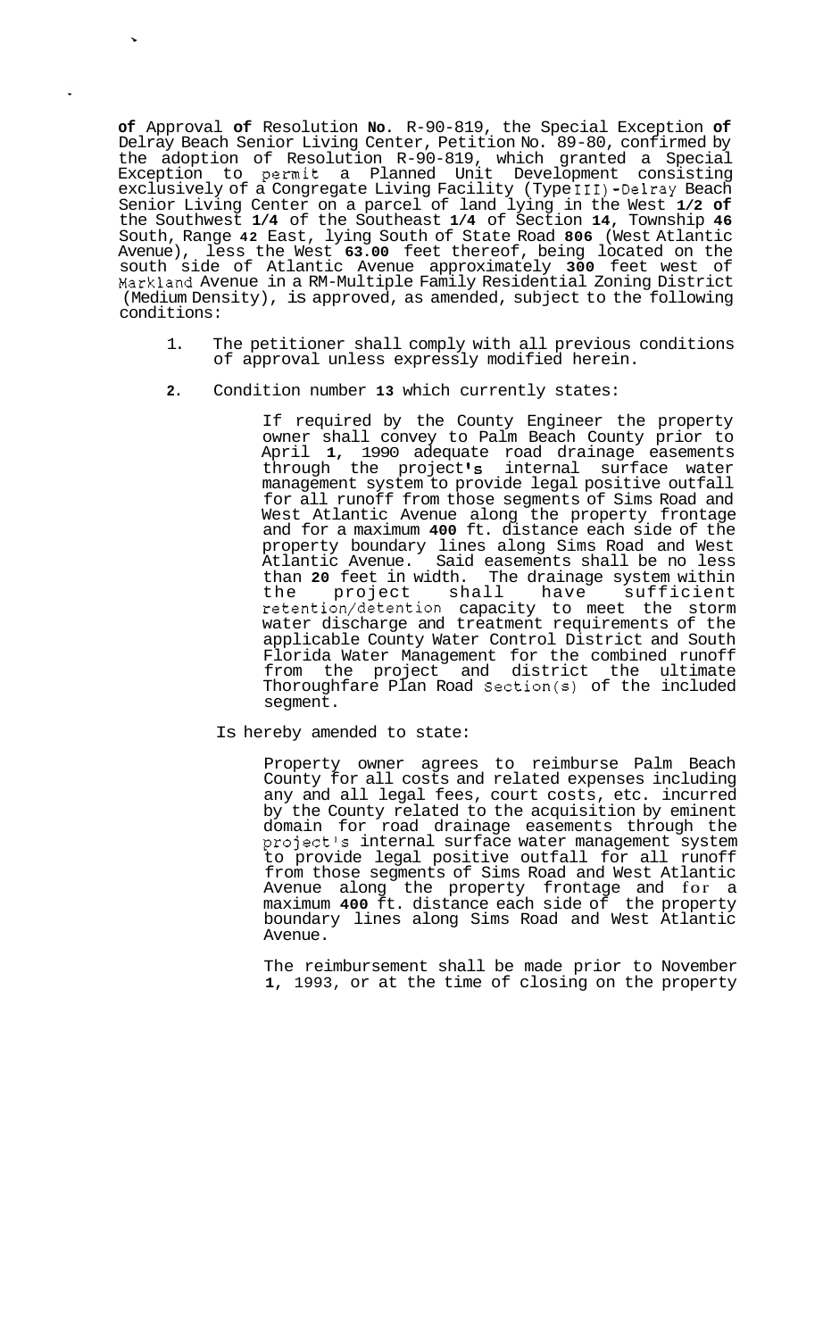**of** Approval **of** Resolution **No.** R-90-819, the Special Exception **of** Delray Beach Senior Living Center, Petition No. 89-80, confirmed by the adoption of Resolution R-90-819, which granted a Special Exception to permit a Planned Unit Development consisting exclusively of a Congregate Living Facility (Type III) - Delray Beach Senior Living Center on a parcel of land lying in the West **1/2 of** the Southwest **1/4** of the Southeast **1/4** of Section **14**, Township **46** South, Range **42** East, lying South of State Road **806** (West Atlantic Avenue), less the West **63.00** feet thereof, being located on the south side of Atlantic Avenue approximately **300** feet west of Markland Avenue in a RM-Multiple Family Residential Zoning District (Medium Density), is approved, as amended, subject to the following conditions:

1. The petitioner shall comply with all previous conditions of approval unless expressly modified herein.

2. Condition number **13** which currently states:

   > If required by the County Engineer the property owner shall convey to Palm Beach County prior to April **1**, 1990 adequate road drainage easements through the project**'s** internal surface water management system to provide legal positive outfall for all runoff from those segments of Sims Road and West Atlantic Avenue along the property frontage and for a maximum **400** ft. distance each side of the property boundary lines along Sims Road and West Atlantic Avenue. Said easements shall be no less than **20** feet in width. The drainage system within the project shall have sufficient retention/detention capacity to meet the storm water discharge and treatment requirements of the applicable County Water Control District and South Florida Water Management for the combined runoff from the project and district the ultimate Thoroughfare Plan Road Section(s) of the included segment.

   Is hereby amended to state:

   > Property owner agrees to reimburse Palm Beach County for all costs and related expenses including any and all legal fees, court costs, etc. incurred by the County related to the acquisition by eminent domain for road drainage easements through the project's internal surface water management system to provide legal positive outfall for all runoff from those segments of Sims Road and West Atlantic Avenue along the property frontage and for a maximum **400** ft. distance each side of the property boundary lines along Sims Road and West Atlantic Avenue.
   >
   > The reimbursement shall be made prior to November **1**, 1993, or at the time of closing on the property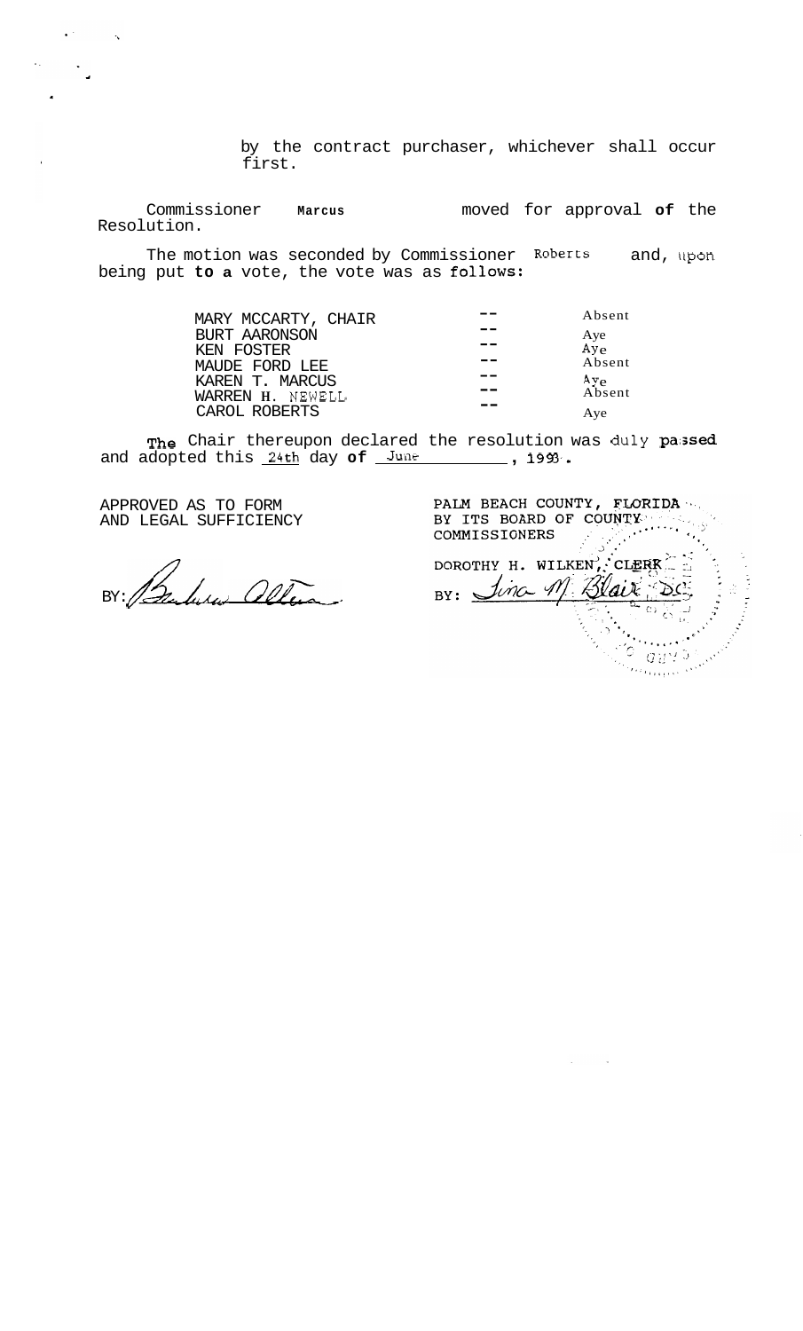by the contract purchaser, whichever shall occur first.

Commissioner Marcus moved for approval of the Resolution.

The motion was seconded by Commissioner Roberts and, upon being put to a vote, the vote was as follows:

| | | |
|---|---|---|
| MARY MCCARTY, CHAIR | -- | Absent |
| BURT AARONSON | -- | Aye |
| KEN FOSTER | -- | Aye |
| MAUDE FORD LEE | -- | Absent |
| KAREN T. MARCUS | -- | Aye |
| WARREN H. NEWELL | -- | Absent |
| CAROL ROBERTS | -- | Aye |

The Chair thereupon declared the resolution was duly passed and adopted this 24th day of June, 1993.

APPROVED AS TO FORM
AND LEGAL SUFFICIENCY

BY: Barbara Alterman

PALM BEACH COUNTY, FLORIDA
BY ITS BOARD OF COUNTY
COMMISSIONERS

DOROTHY H. WILKEN, CLERK

BY: Tina M. Blair, DC